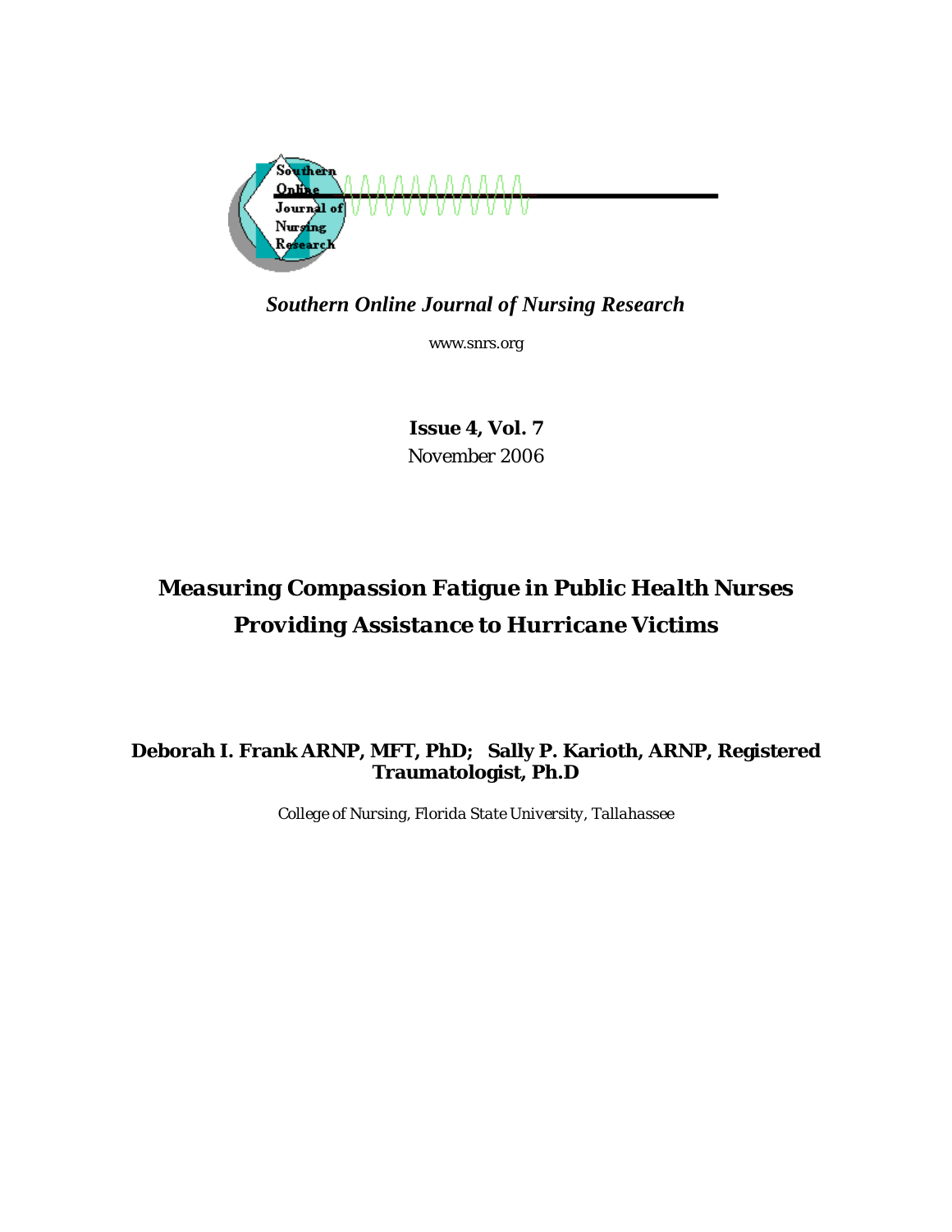*Southern Online Journal of Nursing Research*

www.snrs.org

**Issue 4, Vol. 7**
November 2006

# *Measuring Compassion Fatigue in Public Health Nurses Providing Assistance to Hurricane Victims*

**Deborah I. Frank ARNP, MFT, PhD; Sally P. Karioth, ARNP, Registered Traumatologist, Ph.D**

*College of Nursing, Florida State University, Tallahassee*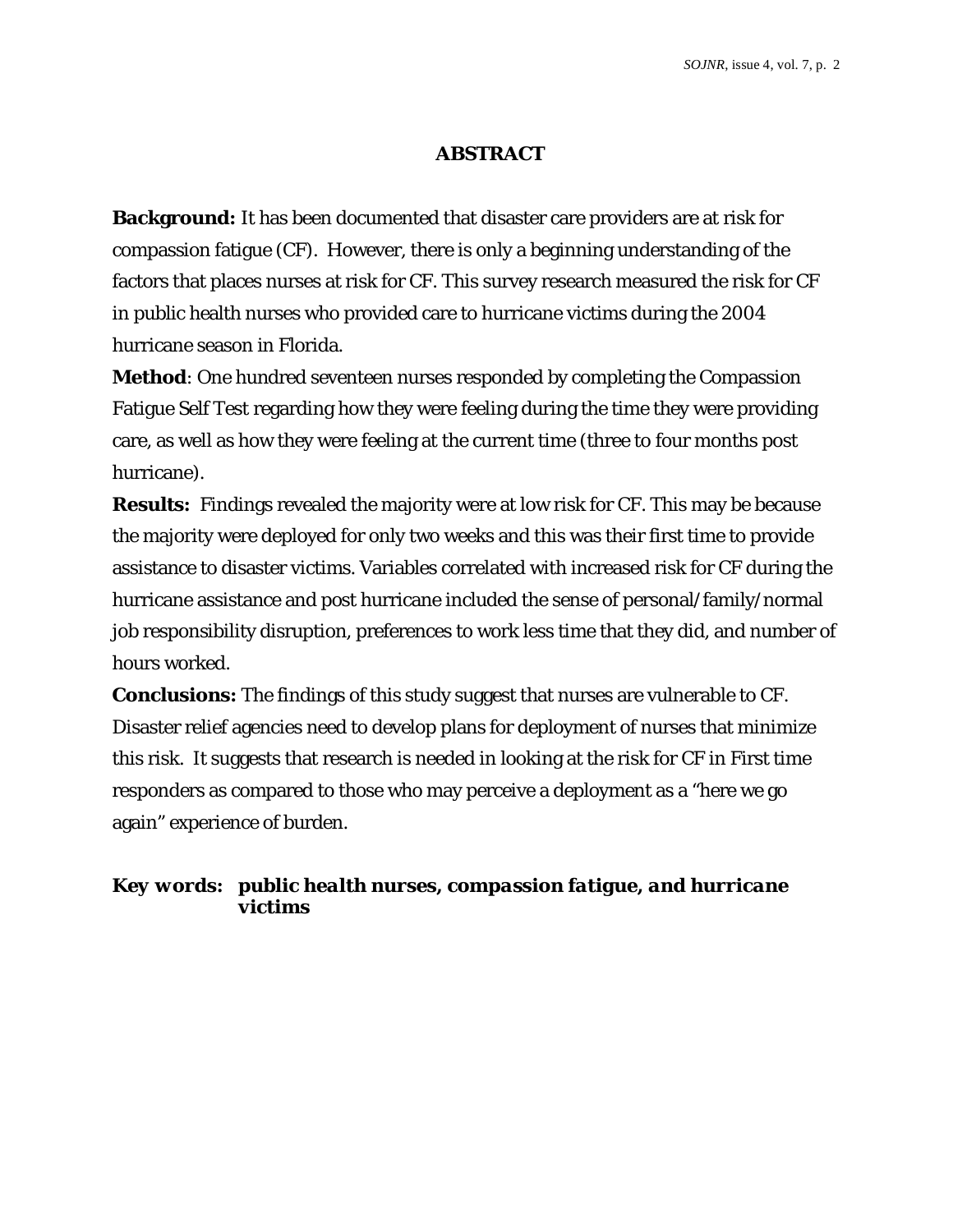## ABSTRACT

**Background:** It has been documented that disaster care providers are at risk for compassion fatigue (CF). However, there is only a beginning understanding of the factors that places nurses at risk for CF. This survey research measured the risk for CF in public health nurses who provided care to hurricane victims during the 2004 hurricane season in Florida.

**Method**: One hundred seventeen nurses responded by completing the Compassion Fatigue Self Test regarding how they were feeling during the time they were providing care, as well as how they were feeling at the current time (three to four months post hurricane).

**Results:** Findings revealed the majority were at low risk for CF. This may be because the majority were deployed for only two weeks and this was their first time to provide assistance to disaster victims. Variables correlated with increased risk for CF during the hurricane assistance and post hurricane included the sense of personal/family/normal job responsibility disruption, preferences to work less time that they did, and number of hours worked.

**Conclusions:** The findings of this study suggest that nurses are vulnerable to CF. Disaster relief agencies need to develop plans for deployment of nurses that minimize this risk. It suggests that research is needed in looking at the risk for CF in First time responders as compared to those who may perceive a deployment as a "here we go again" experience of burden.

***Key words:*** ***public health nurses, compassion fatigue, and hurricane victims***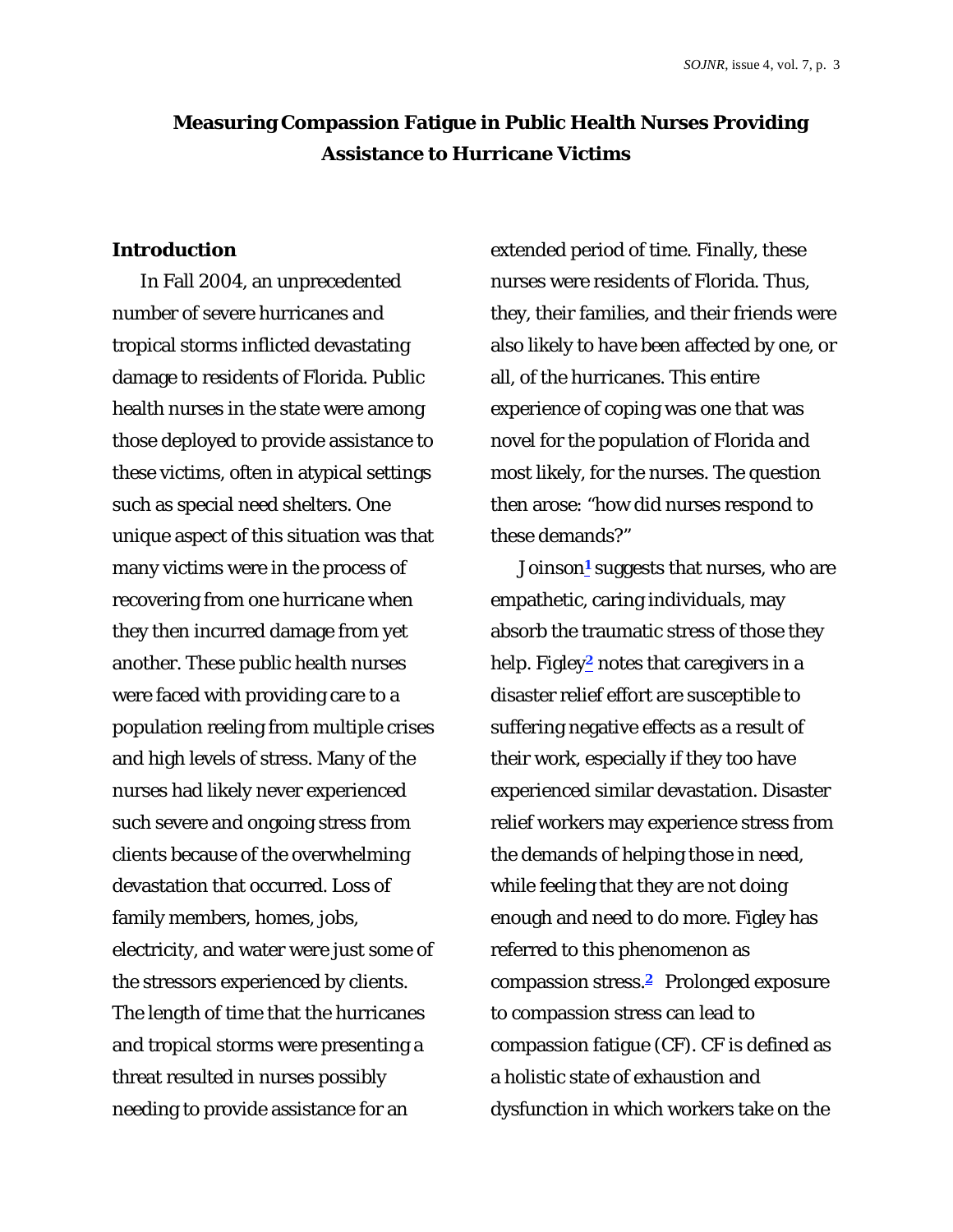# Measuring Compassion Fatigue in Public Health Nurses Providing Assistance to Hurricane Victims

## Introduction

In Fall 2004, an unprecedented number of severe hurricanes and tropical storms inflicted devastating damage to residents of Florida. Public health nurses in the state were among those deployed to provide assistance to these victims, often in atypical settings such as special need shelters. One unique aspect of this situation was that many victims were in the process of recovering from one hurricane when they then incurred damage from yet another. These public health nurses were faced with providing care to a population reeling from multiple crises and high levels of stress. Many of the nurses had likely never experienced such severe and ongoing stress from clients because of the overwhelming devastation that occurred. Loss of family members, homes, jobs, electricity, and water were just some of the stressors experienced by clients. The length of time that the hurricanes and tropical storms were presenting a threat resulted in nurses possibly needing to provide assistance for an extended period of time. Finally, these nurses were residents of Florida. Thus, they, their families, and their friends were also likely to have been affected by one, or all, of the hurricanes. This entire experience of coping was one that was novel for the population of Florida and most likely, for the nurses. The question then arose: "how did nurses respond to these demands?"

Joinson[1] suggests that nurses, who are empathetic, caring individuals, may absorb the traumatic stress of those they help. Figley[2] notes that caregivers in a disaster relief effort are susceptible to suffering negative effects as a result of their work, especially if they too have experienced similar devastation. Disaster relief workers may experience stress from the demands of helping those in need, while feeling that they are not doing enough and need to do more. Figley has referred to this phenomenon as compassion stress.[2] Prolonged exposure to compassion stress can lead to compassion fatigue (CF). CF is defined as a holistic state of exhaustion and dysfunction in which workers take on the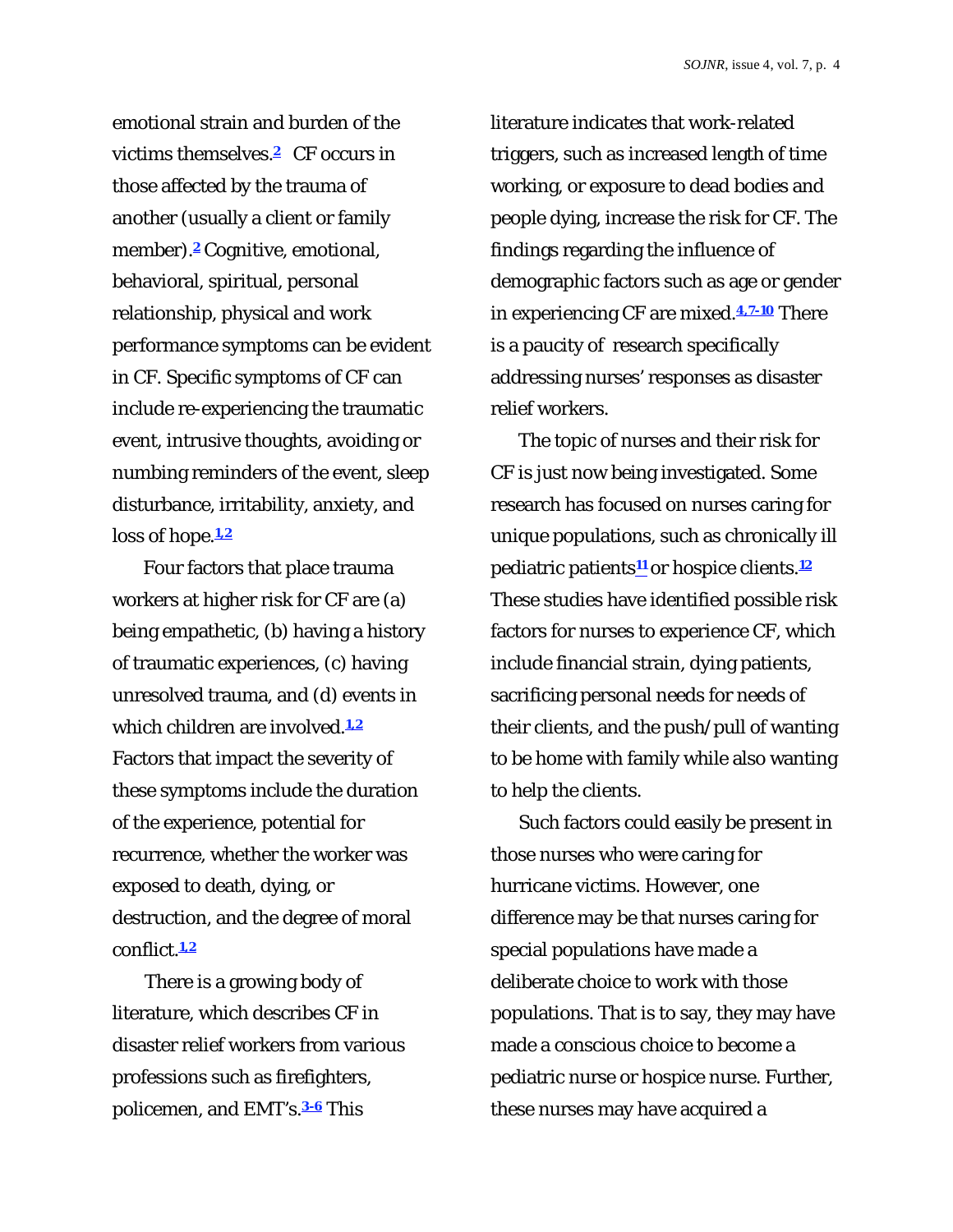emotional strain and burden of the victims themselves.[2] CF occurs in those affected by the trauma of another (usually a client or family member).[2] Cognitive, emotional, behavioral, spiritual, personal relationship, physical and work performance symptoms can be evident in CF. Specific symptoms of CF can include re-experiencing the traumatic event, intrusive thoughts, avoiding or numbing reminders of the event, sleep disturbance, irritability, anxiety, and loss of hope.[1,2]

Four factors that place trauma workers at higher risk for CF are (a) being empathetic, (b) having a history of traumatic experiences, (c) having unresolved trauma, and (d) events in which children are involved.[1,2] Factors that impact the severity of these symptoms include the duration of the experience, potential for recurrence, whether the worker was exposed to death, dying, or destruction, and the degree of moral conflict.[1,2]

There is a growing body of literature, which describes CF in disaster relief workers from various professions such as firefighters, policemen, and EMT's.[3-6] This literature indicates that work-related triggers, such as increased length of time working, or exposure to dead bodies and people dying, increase the risk for CF. The findings regarding the influence of demographic factors such as age or gender in experiencing CF are mixed.[4,7-10] There is a paucity of research specifically addressing nurses' responses as disaster relief workers.

The topic of nurses and their risk for CF is just now being investigated. Some research has focused on nurses caring for unique populations, such as chronically ill pediatric patients[11] or hospice clients.[12] These studies have identified possible risk factors for nurses to experience CF, which include financial strain, dying patients, sacrificing personal needs for needs of their clients, and the push/pull of wanting to be home with family while also wanting to help the clients.

Such factors could easily be present in those nurses who were caring for hurricane victims. However, one difference may be that nurses caring for special populations have made a deliberate choice to work with those populations. That is to say, they may have made a conscious choice to become a pediatric nurse or hospice nurse. Further, these nurses may have acquired a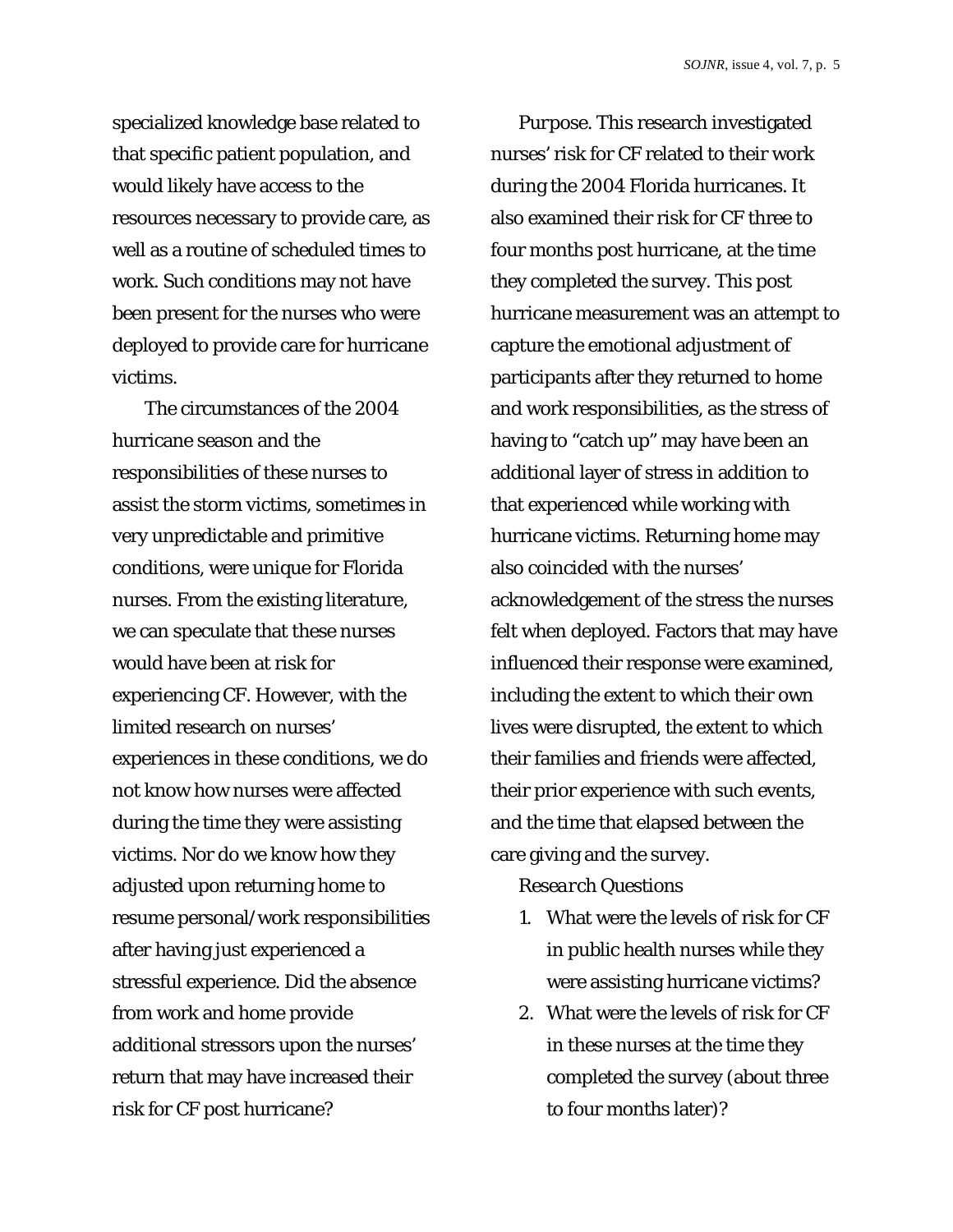specialized knowledge base related to that specific patient population, and would likely have access to the resources necessary to provide care, as well as a routine of scheduled times to work. Such conditions may not have been present for the nurses who were deployed to provide care for hurricane victims.

The circumstances of the 2004 hurricane season and the responsibilities of these nurses to assist the storm victims, sometimes in very unpredictable and primitive conditions, were unique for Florida nurses. From the existing literature, we can speculate that these nurses would have been at risk for experiencing CF. However, with the limited research on nurses' experiences in these conditions, we do not know how nurses were affected during the time they were assisting victims. Nor do we know how they adjusted upon returning home to resume personal/work responsibilities after having just experienced a stressful experience. Did the absence from work and home provide additional stressors upon the nurses' return that may have increased their risk for CF post hurricane?

*Purpose.* This research investigated nurses' risk for CF related to their work during the 2004 Florida hurricanes. It also examined their risk for CF three to four months post hurricane, at the time they completed the survey. This post hurricane measurement was an attempt to capture the emotional adjustment of participants after they returned to home and work responsibilities, as the stress of having to "catch up" may have been an additional layer of stress in addition to that experienced while working with hurricane victims. Returning home may also coincided with the nurses' acknowledgement of the stress the nurses felt when deployed. Factors that may have influenced their response were examined, including the extent to which their own lives were disrupted, the extent to which their families and friends were affected, their prior experience with such events, and the time that elapsed between the care giving and the survey.

*Research Questions*

1. What were the levels of risk for CF in public health nurses while they were assisting hurricane victims?
2. What were the levels of risk for CF in these nurses at the time they completed the survey (about three to four months later)?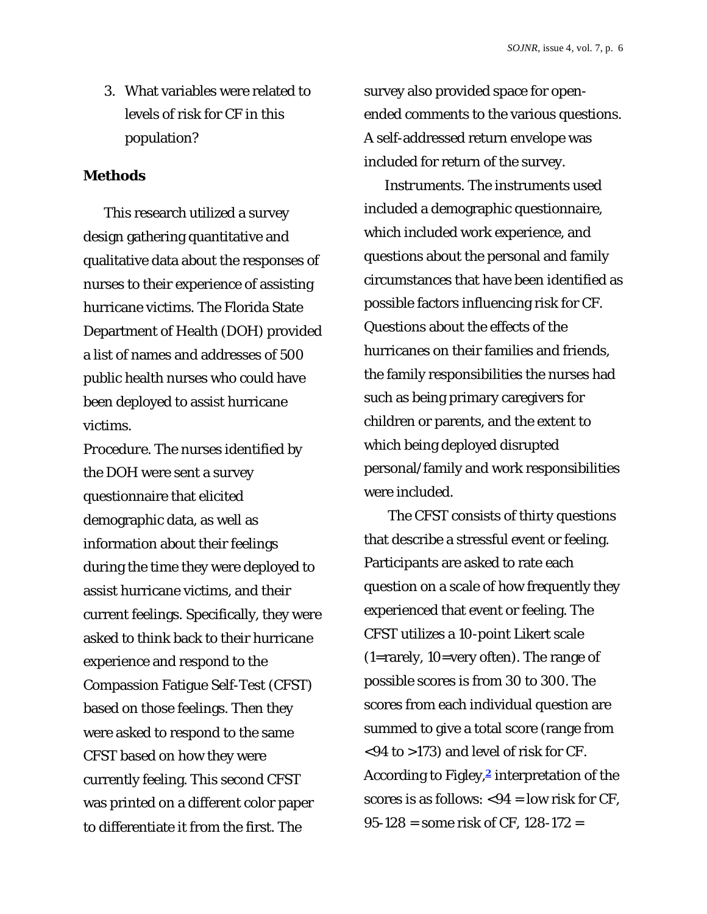3. What variables were related to levels of risk for CF in this population?

## Methods

This research utilized a survey design gathering quantitative and qualitative data about the responses of nurses to their experience of assisting hurricane victims. The Florida State Department of Health (DOH) provided a list of names and addresses of 500 public health nurses who could have been deployed to assist hurricane victims.

*Procedure.* The nurses identified by the DOH were sent a survey questionnaire that elicited demographic data, as well as information about their feelings during the time they were deployed to assist hurricane victims, and their current feelings. Specifically, they were asked to think back to their hurricane experience and respond to the Compassion Fatigue Self-Test (CFST) based on those feelings. Then they were asked to respond to the same CFST based on how they were currently feeling. This second CFST was printed on a different color paper to differentiate it from the first. The survey also provided space for open-ended comments to the various questions. A self-addressed return envelope was included for return of the survey.

*Instruments.* The instruments used included a demographic questionnaire, which included work experience, and questions about the personal and family circumstances that have been identified as possible factors influencing risk for CF. Questions about the effects of the hurricanes on their families and friends, the family responsibilities the nurses had such as being primary caregivers for children or parents, and the extent to which being deployed disrupted personal/family and work responsibilities were included.

The CFST consists of thirty questions that describe a stressful event or feeling. Participants are asked to rate each question on a scale of how frequently they experienced that event or feeling. The CFST utilizes a 10-point Likert scale (1=rarely, 10=very often). The range of possible scores is from 30 to 300. The scores from each individual question are summed to give a total score (range from <94 to >173) and level of risk for CF. According to Figley,[2] interpretation of the scores is as follows: <94 = low risk for CF, 95-128 = some risk of CF, 128-172 =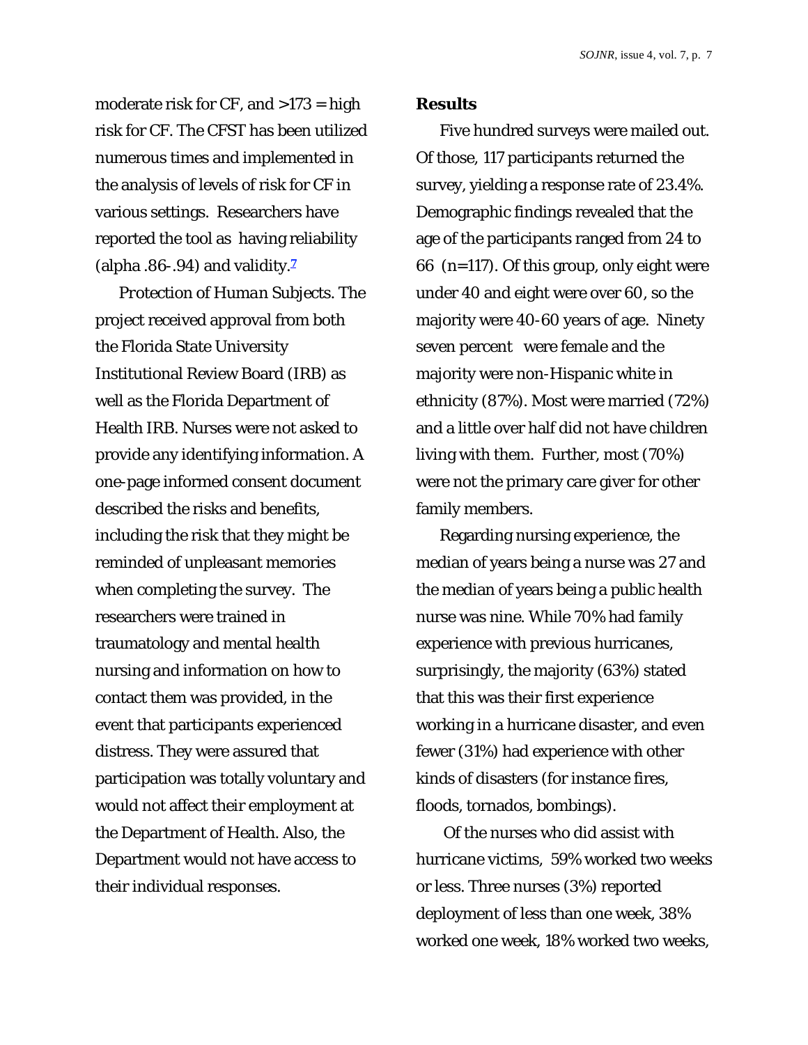moderate risk for CF, and >173 = high risk for CF. The CFST has been utilized numerous times and implemented in the analysis of levels of risk for CF in various settings. Researchers have reported the tool as having reliability (alpha .86-.94) and validity.[7]

*Protection of Human Subjects.* The project received approval from both the Florida State University Institutional Review Board (IRB) as well as the Florida Department of Health IRB. Nurses were not asked to provide any identifying information. A one-page informed consent document described the risks and benefits, including the risk that they might be reminded of unpleasant memories when completing the survey. The researchers were trained in traumatology and mental health nursing and information on how to contact them was provided, in the event that participants experienced distress. They were assured that participation was totally voluntary and would not affect their employment at the Department of Health. Also, the Department would not have access to their individual responses.

**Results**

Five hundred surveys were mailed out. Of those, 117 participants returned the survey, yielding a response rate of 23.4%. Demographic findings revealed that the age of the participants ranged from 24 to 66 (n=117). Of this group, only eight were under 40 and eight were over 60, so the majority were 40-60 years of age. Ninety seven percent were female and the majority were non-Hispanic white in ethnicity (87%). Most were married (72%) and a little over half did not have children living with them. Further, most (70%) were not the primary care giver for other family members.

Regarding nursing experience, the median of years being a nurse was 27 and the median of years being a public health nurse was nine. While 70% had family experience with previous hurricanes, surprisingly, the majority (63%) stated that this was their first experience working in a hurricane disaster, and even fewer (31%) had experience with other kinds of disasters (for instance fires, floods, tornados, bombings).

Of the nurses who did assist with hurricane victims, 59% worked two weeks or less. Three nurses (3%) reported deployment of less than one week, 38% worked one week, 18% worked two weeks,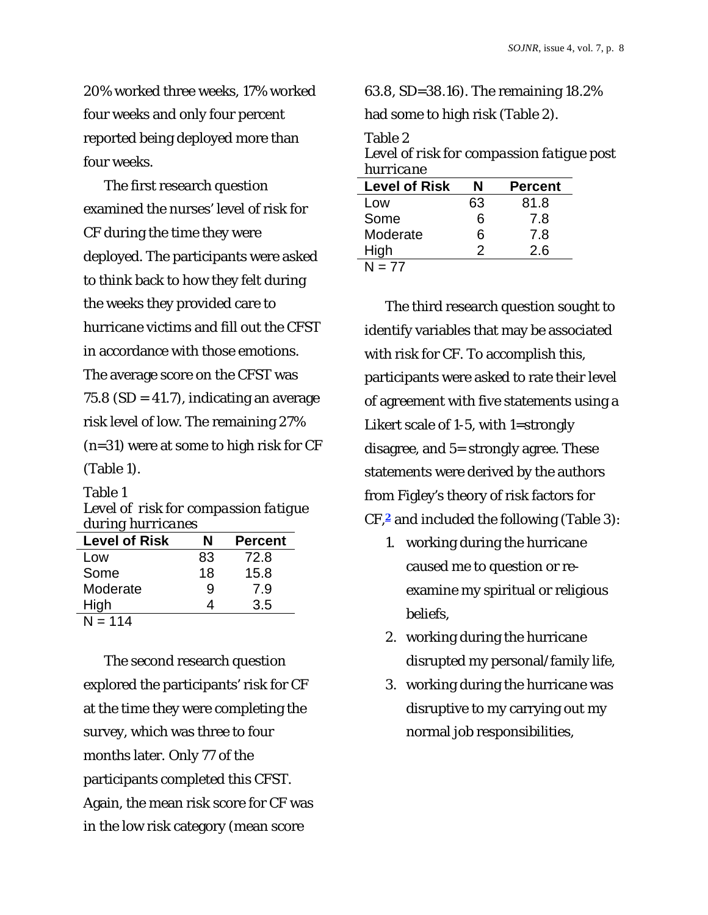20% worked three weeks, 17% worked four weeks and only four percent reported being deployed more than four weeks.

The first research question examined the nurses' level of risk for CF during the time they were deployed. The participants were asked to think back to how they felt during the weeks they provided care to hurricane victims and fill out the CFST in accordance with those emotions. The average score on the CFST was 75.8 (SD = 41.7), indicating an average risk level of low. The remaining 27% (n=31) were at some to high risk for CF (Table 1).

Table 1
*Level of risk for compassion fatigue during hurricanes*

| Level of Risk | N | Percent |
|---|---|---|
| Low | 83 | 72.8 |
| Some | 18 | 15.8 |
| Moderate | 9 | 7.9 |
| High | 4 | 3.5 |

N = 114

The second research question explored the participants' risk for CF at the time they were completing the survey, which was three to four months later. Only 77 of the participants completed this CFST. Again, the mean risk score for CF was in the low risk category (mean score 63.8, SD=38.16). The remaining 18.2% had some to high risk (Table 2).

Table 2
*Level of risk for compassion fatigue post hurricane*

| Level of Risk | N | Percent |
|---|---|---|
| Low | 63 | 81.8 |
| Some | 6 | 7.8 |
| Moderate | 6 | 7.8 |
| High | 2 | 2.6 |

N = 77

The third research question sought to identify variables that may be associated with risk for CF. To accomplish this, participants were asked to rate their level of agreement with five statements using a Likert scale of 1-5, with 1=strongly disagree, and 5= strongly agree. These statements were derived by the authors from Figley's theory of risk factors for CF,[2] and included the following (Table 3):

1. working during the hurricane caused me to question or re-examine my spiritual or religious beliefs,
2. working during the hurricane disrupted my personal/family life,
3. working during the hurricane was disruptive to my carrying out my normal job responsibilities,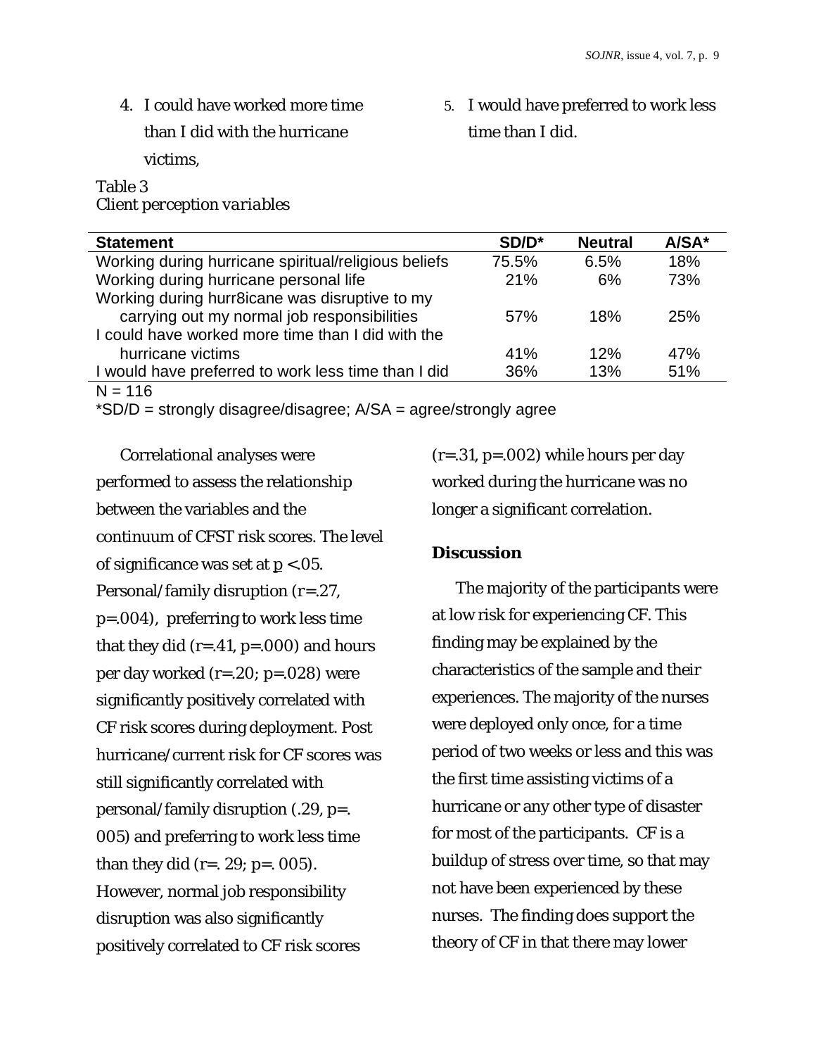4. I could have worked more time than I did with the hurricane victims,
5. I would have preferred to work less time than I did.

*Table 3*
*Client perception variables*

| Statement | SD/D* | Neutral | A/SA* |
|---|---|---|---|
| Working during hurricane spiritual/religious beliefs | 75.5% | 6.5% | 18% |
| Working during hurricane personal life | 21% | 6% | 73% |
| Working during hurr8icane was disruptive to my carrying out my normal job responsibilities | 57% | 18% | 25% |
| I could have worked more time than I did with the hurricane victims | 41% | 12% | 47% |
| I would have preferred to work less time than I did | 36% | 13% | 51% |

N = 116

*SD/D = strongly disagree/disagree; A/SA = agree/strongly agree

Correlational analyses were performed to assess the relationship between the variables and the continuum of CFST risk scores. The level of significance was set at $p < .05$. Personal/family disruption ($r=.27$, $p=.004$), preferring to work less time that they did ($r=.41$, $p=.000$) and hours per day worked ($r=.20$; $p=.028$) were significantly positively correlated with CF risk scores during deployment. Post hurricane/current risk for CF scores was still significantly correlated with personal/family disruption (.29, p=. 005) and preferring to work less time than they did (r=. 29; p=. 005). However, normal job responsibility disruption was also significantly positively correlated to CF risk scores ($r=.31$, $p=.002$) while hours per day worked during the hurricane was no longer a significant correlation.

## Discussion

The majority of the participants were at low risk for experiencing CF. This finding may be explained by the characteristics of the sample and their experiences. The majority of the nurses were deployed only once, for a time period of two weeks or less and this was the first time assisting victims of a hurricane or any other type of disaster for most of the participants. CF is a buildup of stress over time, so that may not have been experienced by these nurses. The finding does support the theory of CF in that there may lower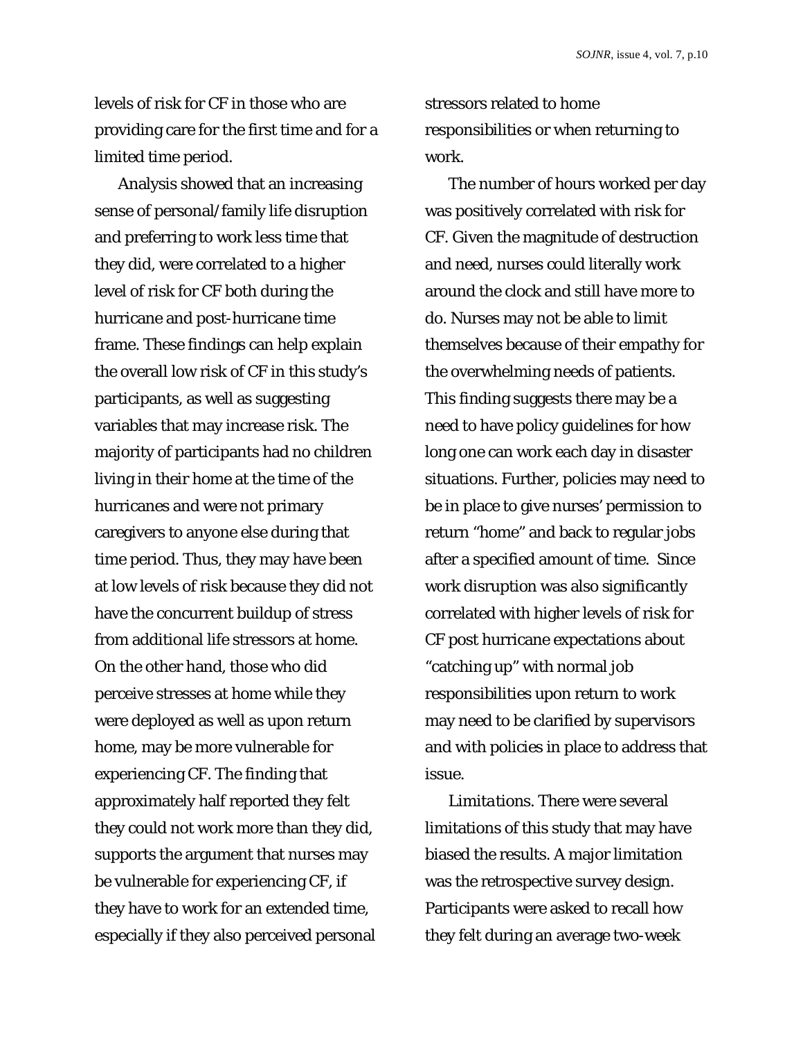levels of risk for CF in those who are providing care for the first time and for a limited time period.

Analysis showed that an increasing sense of personal/family life disruption and preferring to work less time that they did, were correlated to a higher level of risk for CF both during the hurricane and post-hurricane time frame. These findings can help explain the overall low risk of CF in this study's participants, as well as suggesting variables that may increase risk. The majority of participants had no children living in their home at the time of the hurricanes and were not primary caregivers to anyone else during that time period. Thus, they may have been at low levels of risk because they did not have the concurrent buildup of stress from additional life stressors at home. On the other hand, those who did perceive stresses at home while they were deployed as well as upon return home, may be more vulnerable for experiencing CF. The finding that approximately half reported they felt they could not work more than they did, supports the argument that nurses may be vulnerable for experiencing CF, if they have to work for an extended time, especially if they also perceived personal stressors related to home responsibilities or when returning to work.

The number of hours worked per day was positively correlated with risk for CF. Given the magnitude of destruction and need, nurses could literally work around the clock and still have more to do. Nurses may not be able to limit themselves because of their empathy for the overwhelming needs of patients. This finding suggests there may be a need to have policy guidelines for how long one can work each day in disaster situations. Further, policies may need to be in place to give nurses' permission to return "home" and back to regular jobs after a specified amount of time. Since work disruption was also significantly correlated with higher levels of risk for CF post hurricane expectations about "catching up" with normal job responsibilities upon return to work may need to be clarified by supervisors and with policies in place to address that issue.

*Limitations*. There were several limitations of this study that may have biased the results. A major limitation was the retrospective survey design. Participants were asked to recall how they felt during an average two-week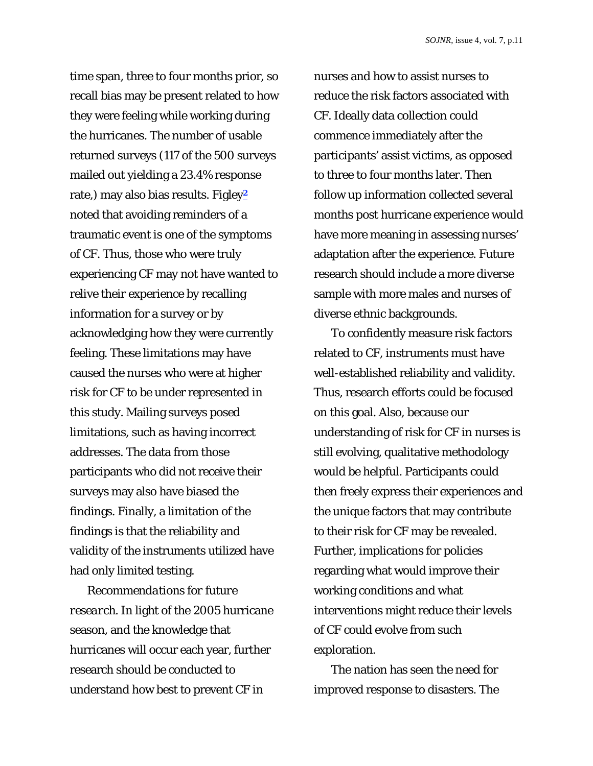time span, three to four months prior, so recall bias may be present related to how they were feeling while working during the hurricanes. The number of usable returned surveys (117 of the 500 surveys mailed out yielding a 23.4% response rate,) may also bias results. Figley[2] noted that avoiding reminders of a traumatic event is one of the symptoms of CF. Thus, those who were truly experiencing CF may not have wanted to relive their experience by recalling information for a survey or by acknowledging how they were currently feeling. These limitations may have caused the nurses who were at higher risk for CF to be under represented in this study. Mailing surveys posed limitations, such as having incorrect addresses. The data from those participants who did not receive their surveys may also have biased the findings. Finally, a limitation of the findings is that the reliability and validity of the instruments utilized have had only limited testing.

*Recommendations for future research.* In light of the 2005 hurricane season, and the knowledge that hurricanes will occur each year, further research should be conducted to understand how best to prevent CF in nurses and how to assist nurses to reduce the risk factors associated with CF. Ideally data collection could commence immediately after the participants' assist victims, as opposed to three to four months later. Then follow up information collected several months post hurricane experience would have more meaning in assessing nurses' adaptation after the experience. Future research should include a more diverse sample with more males and nurses of diverse ethnic backgrounds.

To confidently measure risk factors related to CF, instruments must have well-established reliability and validity. Thus, research efforts could be focused on this goal. Also, because our understanding of risk for CF in nurses is still evolving, qualitative methodology would be helpful. Participants could then freely express their experiences and the unique factors that may contribute to their risk for CF may be revealed. Further, implications for policies regarding what would improve their working conditions and what interventions might reduce their levels of CF could evolve from such exploration.

The nation has seen the need for improved response to disasters. The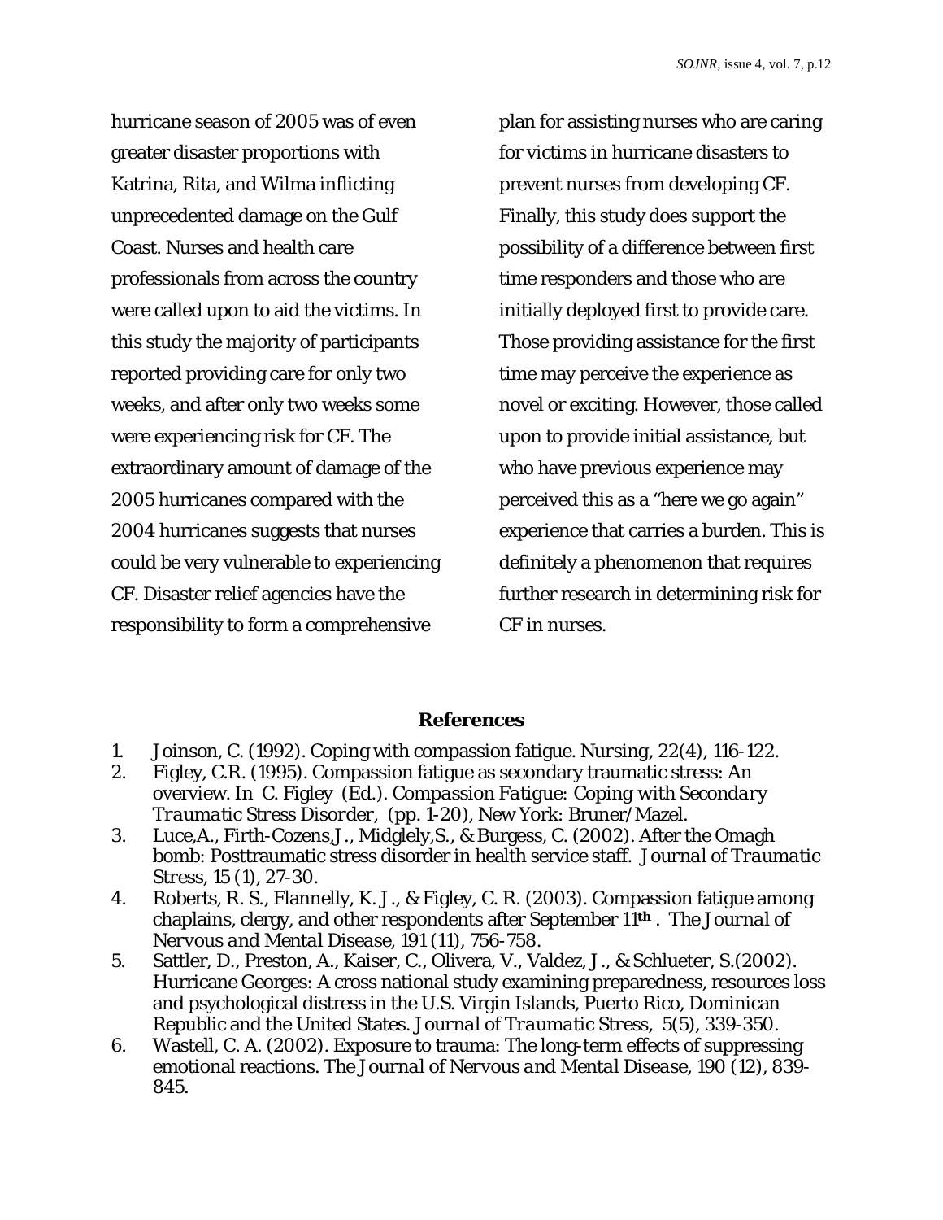hurricane season of 2005 was of even greater disaster proportions with Katrina, Rita, and Wilma inflicting unprecedented damage on the Gulf Coast. Nurses and health care professionals from across the country were called upon to aid the victims. In this study the majority of participants reported providing care for only two weeks, and after only two weeks some were experiencing risk for CF. The extraordinary amount of damage of the 2005 hurricanes compared with the 2004 hurricanes suggests that nurses could be very vulnerable to experiencing CF. Disaster relief agencies have the responsibility to form a comprehensive plan for assisting nurses who are caring for victims in hurricane disasters to prevent nurses from developing CF. Finally, this study does support the possibility of a difference between first time responders and those who are initially deployed first to provide care. Those providing assistance for the first time may perceive the experience as novel or exciting. However, those called upon to provide initial assistance, but who have previous experience may perceived this as a "here we go again" experience that carries a burden. This is definitely a phenomenon that requires further research in determining risk for CF in nurses.

## References

1. Joinson, C. (1992). Coping with compassion fatigue. *Nursing*, 22(4), 116-122.
2. Figley, C.R. (1995). Compassion fatigue as secondary traumatic stress: An overview. In C. Figley (Ed.). *Compassion Fatigue: Coping with Secondary Traumatic Stress Disorder*, (pp. 1-20), New York: Bruner/Mazel.
3. Luce,A., Firth-Cozens,J., Midglely,S., & Burgess, C. (2002). After the Omagh bomb: Posttraumatic stress disorder in health service staff. *Journal of Traumatic Stress*, 15 (1), 27-30.
4. Roberts, R. S., Flannelly, K. J., & Figley, C. R. (2003). Compassion fatigue among chaplains, clergy, and other respondents after September 11**th** . *The Journal of Nervous and Mental Disease*, 191 (11), 756-758.
5. Sattler, D., Preston, A., Kaiser, C., Olivera, V., Valdez, J., & Schlueter, S.(2002). Hurricane Georges: A cross national study examining preparedness, resources loss and psychological distress in the U.S. Virgin Islands, Puerto Rico, Dominican Republic and the United States. *Journal of Traumatic Stress*, 5(5), 339-350.
6. Wastell, C. A. (2002). Exposure to trauma: The long-term effects of suppressing emotional reactions. *The Journal of Nervous and Mental Disease*, 190 (12), 839-845.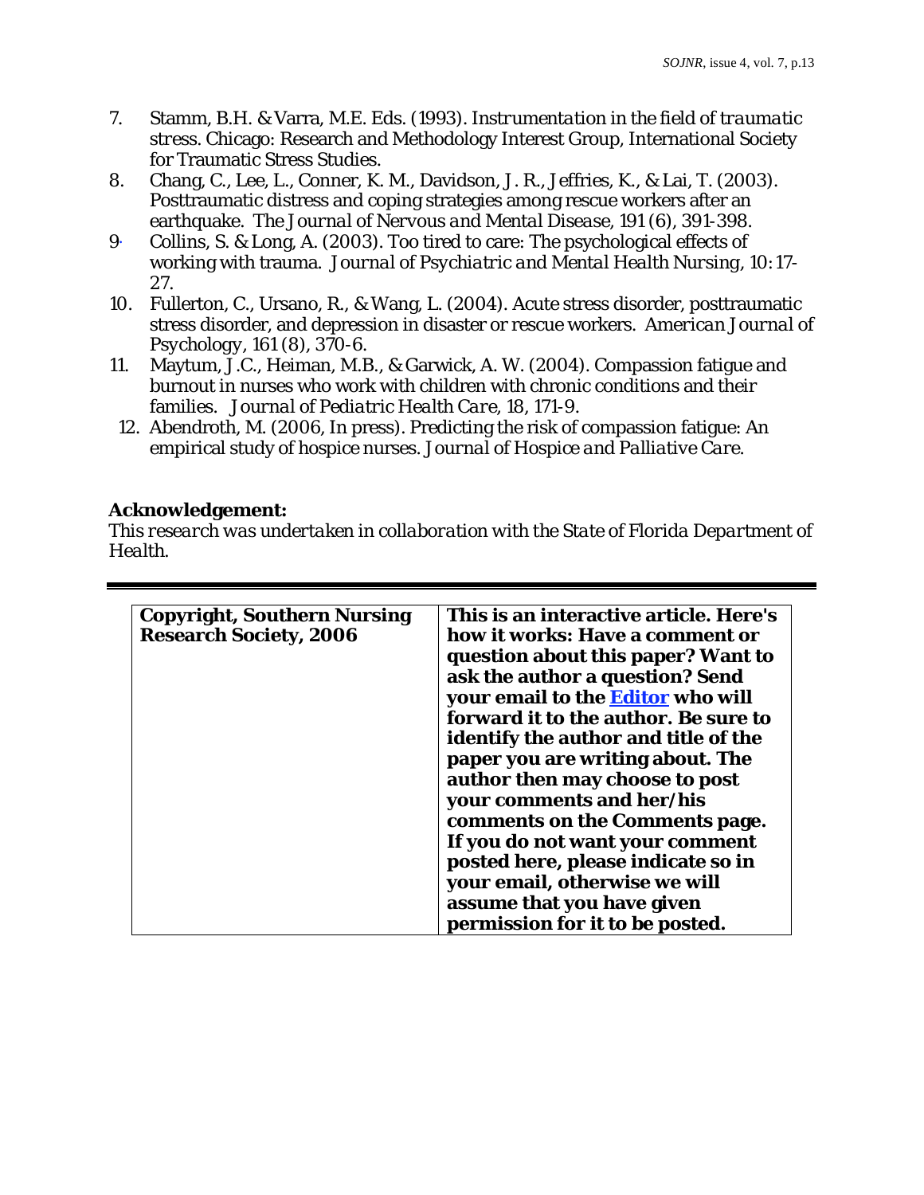7. Stamm, B.H. & Varra, M.E. Eds. (1993). *Instrumentation in the field of traumatic stress*. Chicago: Research and Methodology Interest Group, International Society for Traumatic Stress Studies.
8. Chang, C., Lee, L., Conner, K. M., Davidson, J. R., Jeffries, K., & Lai, T. (2003). Posttraumatic distress and coping strategies among rescue workers after an earthquake. *The Journal of Nervous and Mental Disease*, 191 (6), 391-398.
9. Collins, S. & Long, A. (2003). Too tired to care: The psychological effects of working with trauma. *Journal of Psychiatric and Mental Health Nursing*, 10: 17-27.
10. Fullerton, C., Ursano, R., & Wang, L. (2004). Acute stress disorder, posttraumatic stress disorder, and depression in disaster or rescue workers. *American Journal of Psychology*, 161 (8), 370-6.
11. Maytum, J.C., Heiman, M.B., & Garwick, A. W. (2004). Compassion fatigue and burnout in nurses who work with children with chronic conditions and their families. *Journal of Pediatric Health Care*, 18, 171-9.
12. Abendroth, M. (2006, In press). Predicting the risk of compassion fatigue: An empirical study of hospice nurses. *Journal of Hospice and Palliative Care*.

**Acknowledgement:**
*This research was undertaken in collaboration with the State of Florida Department of Health.*

| | |
|---|---|
| **Copyright, Southern Nursing Research Society, 2006** | **This is an interactive article. Here's how it works: Have a comment or question about this paper? Want to ask the author a question? Send your email to the Editor who will forward it to the author. Be sure to identify the author and title of the paper you are writing about. The author then may choose to post your comments and her/his comments on the Comments page. If you do not want your comment posted here, please indicate so in your email, otherwise we will assume that you have given permission for it to be posted.** |